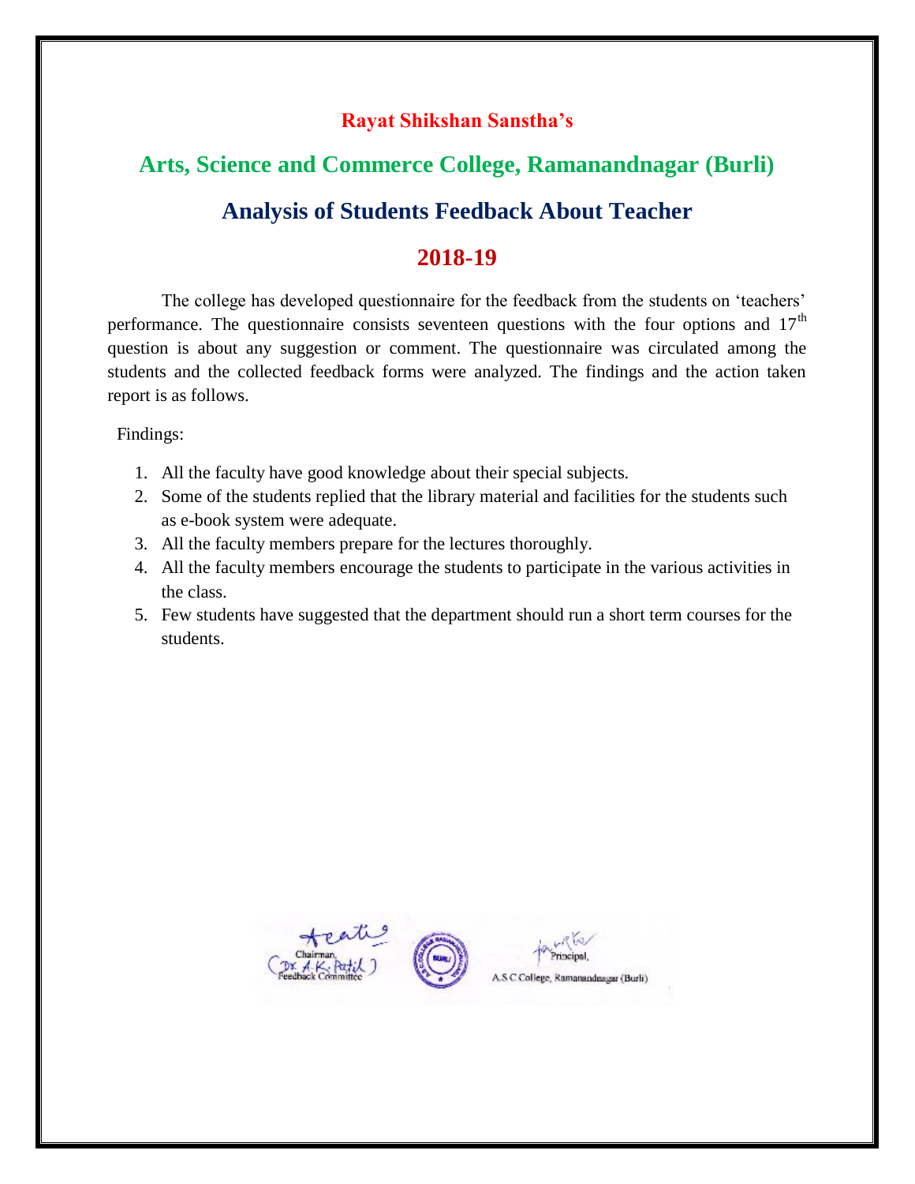## Rayat Shikshan Sanstha's

# Arts, Science and Commerce College, Ramanandnagar (Burli)

## Analysis of Students Feedback About Teacher

## 2018-19

The college has developed questionnaire for the feedback from the students on 'teachers' performance. The questionnaire consists seventeen questions with the four options and 17th question is about any suggestion or comment. The questionnaire was circulated among the students and the collected feedback forms were analyzed. The findings and the action taken report is as follows.

Findings:

1. All the faculty have good knowledge about their special subjects.
2. Some of the students replied that the library material and facilities for the students such as e-book system were adequate.
3. All the faculty members prepare for the lectures thoroughly.
4. All the faculty members encourage the students to participate in the various activities in the class.
5. Few students have suggested that the department should run a short term courses for the students.

Chairman,
(Dr. A.K. Patil)
Feedback Committee

Principal,
A.S.C College, Ramanandnagar (Burli)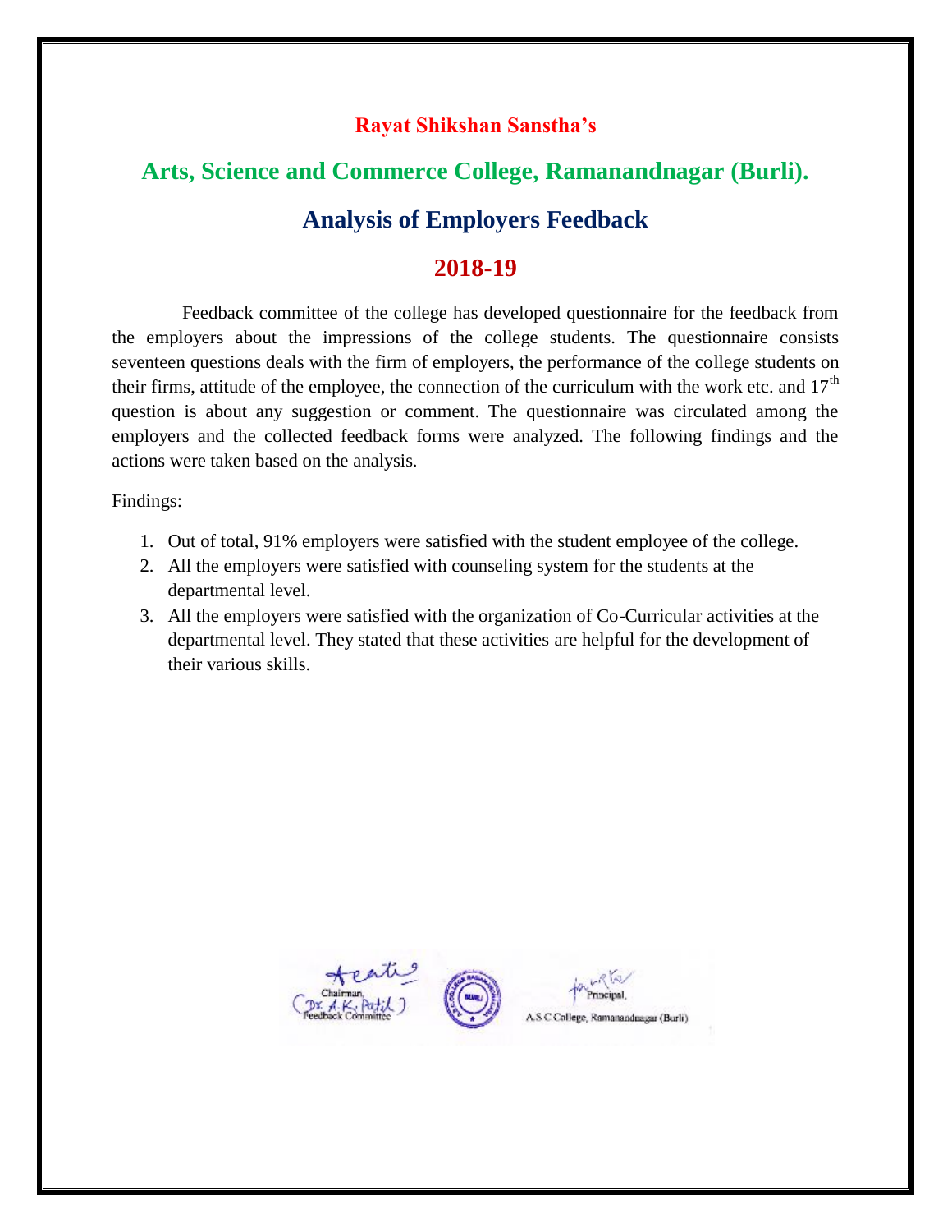## Rayat Shikshan Sanstha's

# Arts, Science and Commerce College, Ramanandnagar (Burli).

## Analysis of Employers Feedback

## 2018-19

Feedback committee of the college has developed questionnaire for the feedback from the employers about the impressions of the college students. The questionnaire consists seventeen questions deals with the firm of employers, the performance of the college students on their firms, attitude of the employee, the connection of the curriculum with the work etc. and 17th question is about any suggestion or comment. The questionnaire was circulated among the employers and the collected feedback forms were analyzed. The following findings and the actions were taken based on the analysis.

Findings:

1. Out of total, 91% employers were satisfied with the student employee of the college.
2. All the employers were satisfied with counseling system for the students at the departmental level.
3. All the employers were satisfied with the organization of Co-Curricular activities at the departmental level. They stated that these activities are helpful for the development of their various skills.

Chairman,
(Dr. A. K. Patil)
Feedback Committee

Principal,
A.S.C College, Ramanandnagar (Burli)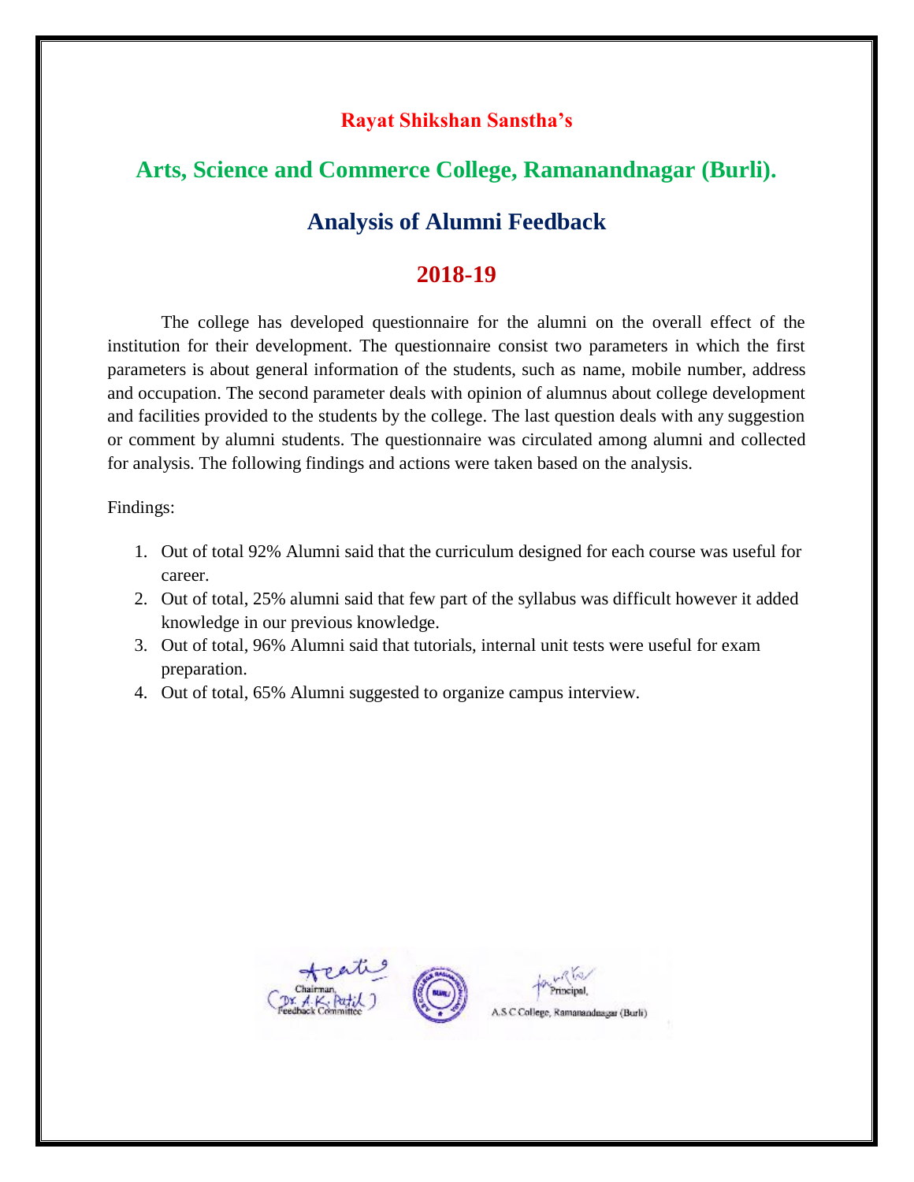**Rayat Shikshan Sanstha's**

## Arts, Science and Commerce College, Ramanandnagar (Burli).

## Analysis of Alumni Feedback

## 2018-19

The college has developed questionnaire for the alumni on the overall effect of the institution for their development. The questionnaire consist two parameters in which the first parameters is about general information of the students, such as name, mobile number, address and occupation. The second parameter deals with opinion of alumnus about college development and facilities provided to the students by the college. The last question deals with any suggestion or comment by alumni students. The questionnaire was circulated among alumni and collected for analysis. The following findings and actions were taken based on the analysis.

Findings:

1. Out of total 92% Alumni said that the curriculum designed for each course was useful for career.
2. Out of total, 25% alumni said that few part of the syllabus was difficult however it added knowledge in our previous knowledge.
3. Out of total, 96% Alumni said that tutorials, internal unit tests were useful for exam preparation.
4. Out of total, 65% Alumni suggested to organize campus interview.

Chairman,
(Dr. A.K. Patil)
Feedback Committee

Principal,
A.S.C College, Ramanandnagar (Burli)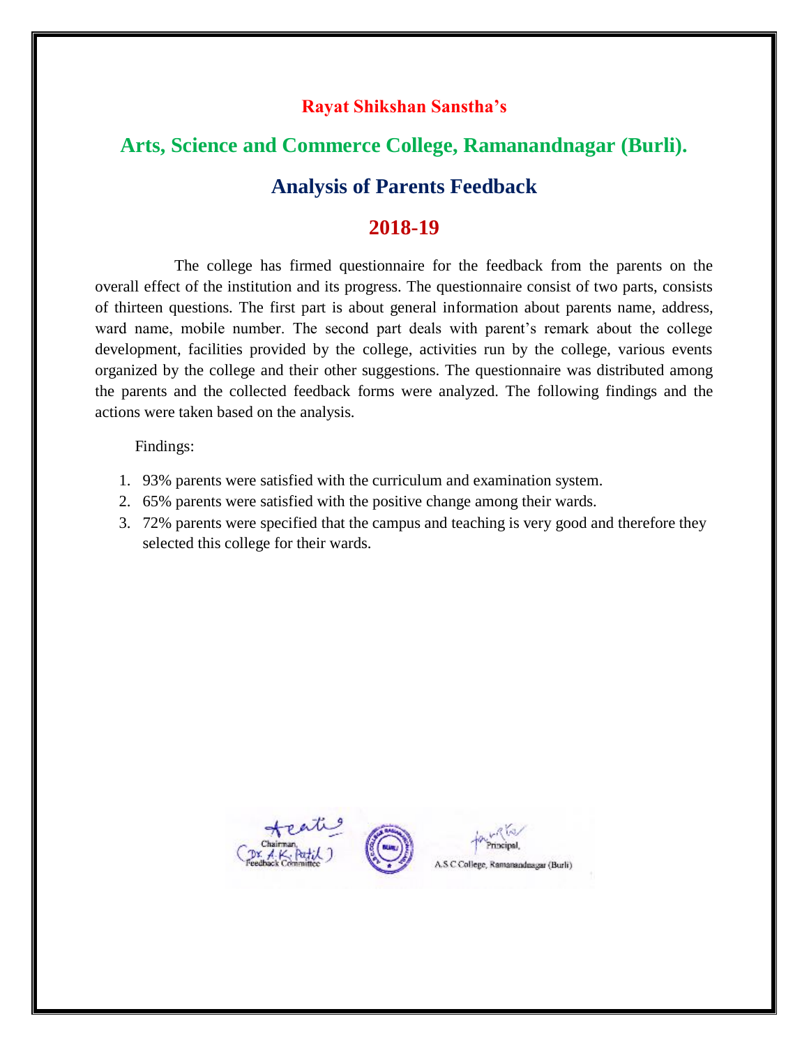**Rayat Shikshan Sanstha's**

# Arts, Science and Commerce College, Ramanandnagar (Burli).

## Analysis of Parents Feedback

## 2018-19

The college has firmed questionnaire for the feedback from the parents on the overall effect of the institution and its progress. The questionnaire consist of two parts, consists of thirteen questions. The first part is about general information about parents name, address, ward name, mobile number. The second part deals with parent's remark about the college development, facilities provided by the college, activities run by the college, various events organized by the college and their other suggestions. The questionnaire was distributed among the parents and the collected feedback forms were analyzed. The following findings and the actions were taken based on the analysis.

Findings:

1. 93% parents were satisfied with the curriculum and examination system.
2. 65% parents were satisfied with the positive change among their wards.
3. 72% parents were specified that the campus and teaching is very good and therefore they selected this college for their wards.

Chairman,
(Dr. A. K. Patil)
Feedback Committee

Principal,
A.S.C College, Ramanandnagar (Burli)